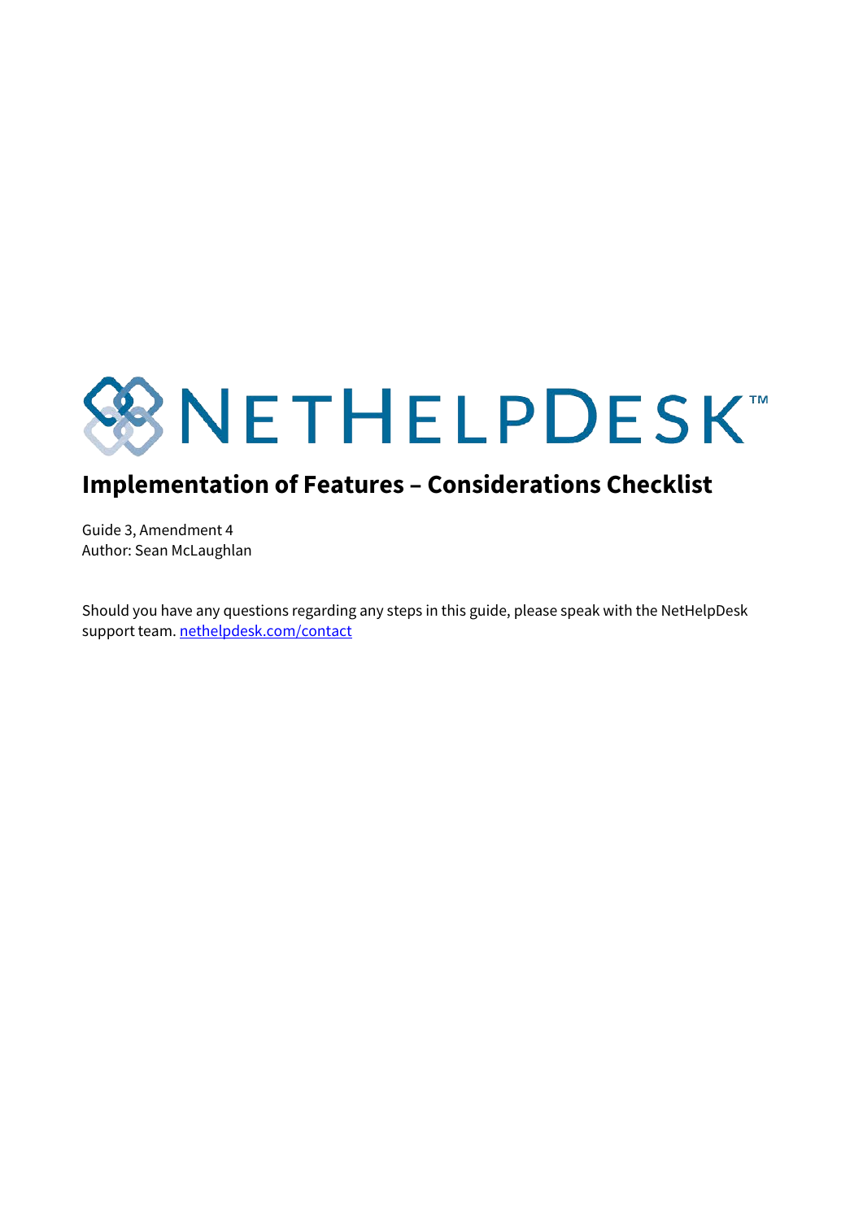NETHELPDESK™

# Implementation of Features – Considerations Checklist

Guide 3, Amendment 4
Author: Sean McLaughlan

Should you have any questions regarding any steps in this guide, please speak with the NetHelpDesk support team. [nethelpdesk.com/contact](https://nethelpdesk.com/contact)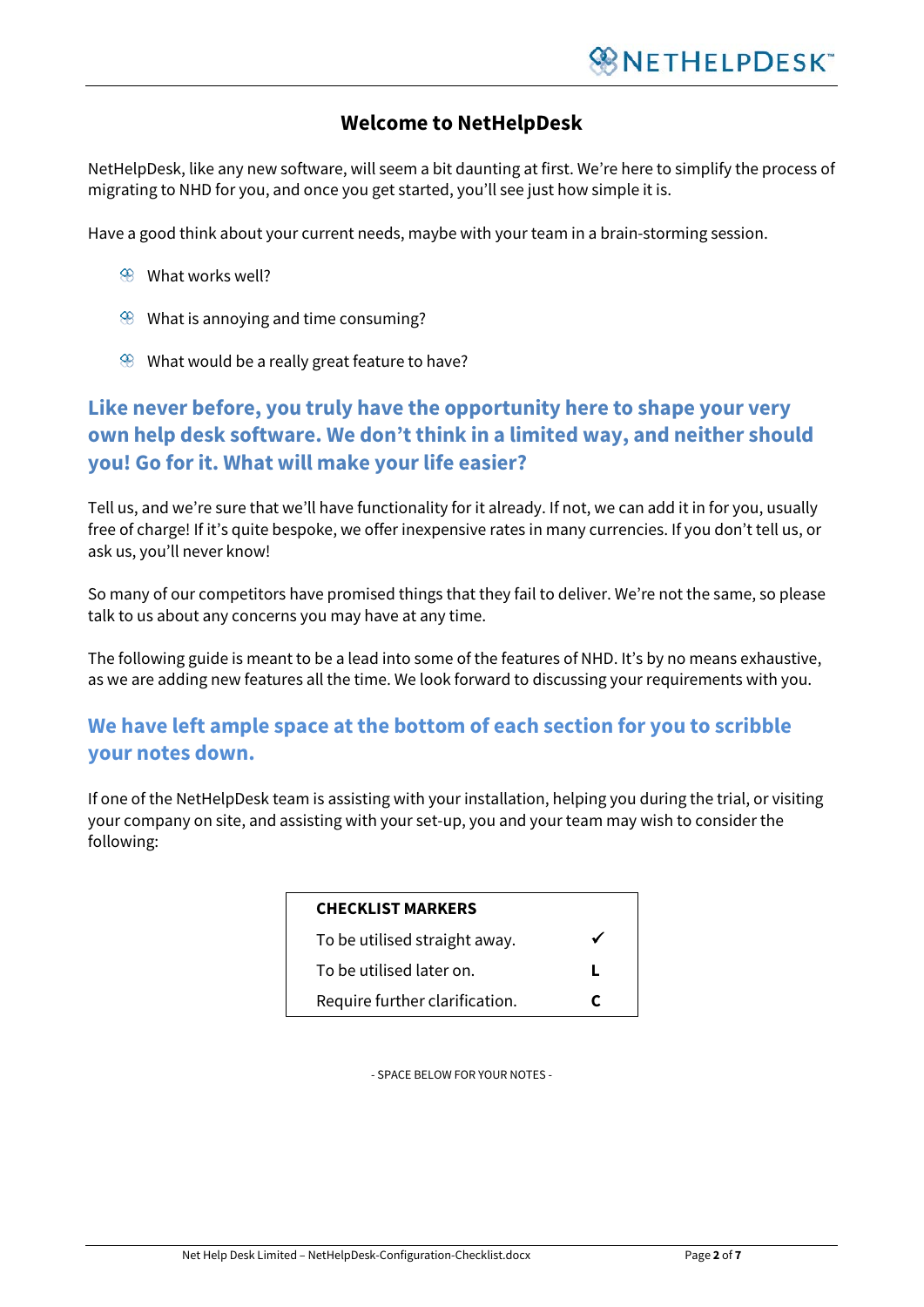# Welcome to NetHelpDesk

NetHelpDesk, like any new software, will seem a bit daunting at first. We're here to simplify the process of migrating to NHD for you, and once you get started, you'll see just how simple it is.

Have a good think about your current needs, maybe with your team in a brain-storming session.

- What works well?
- What is annoying and time consuming?
- What would be a really great feature to have?

## Like never before, you truly have the opportunity here to shape your very own help desk software. We don't think in a limited way, and neither should you! Go for it. What will make your life easier?

Tell us, and we're sure that we'll have functionality for it already. If not, we can add it in for you, usually free of charge! If it's quite bespoke, we offer inexpensive rates in many currencies. If you don't tell us, or ask us, you'll never know!

So many of our competitors have promised things that they fail to deliver. We're not the same, so please talk to us about any concerns you may have at any time.

The following guide is meant to be a lead into some of the features of NHD. It's by no means exhaustive, as we are adding new features all the time. We look forward to discussing your requirements with you.

## We have left ample space at the bottom of each section for you to scribble your notes down.

If one of the NetHelpDesk team is assisting with your installation, helping you during the trial, or visiting your company on site, and assisting with your set-up, you and your team may wish to consider the following:

| CHECKLIST MARKERS | |
|---|---|
| To be utilised straight away. | ✓ |
| To be utilised later on. | L |
| Require further clarification. | C |

- SPACE BELOW FOR YOUR NOTES -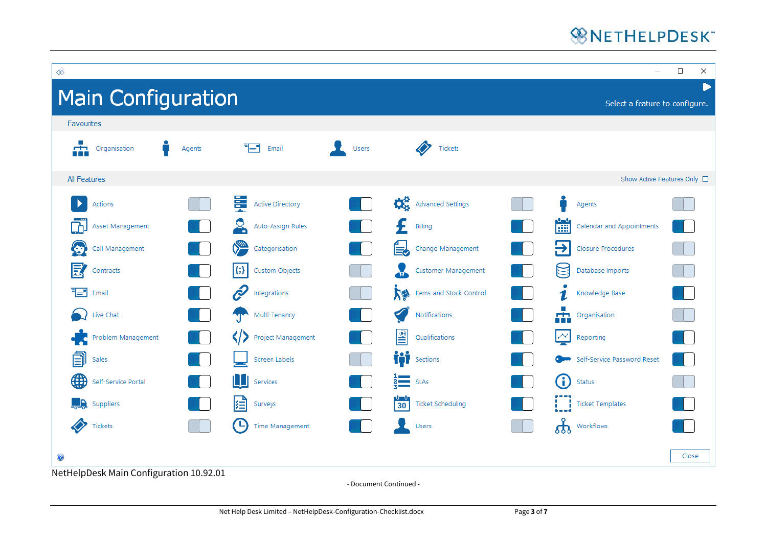# Main Configuration

Select a feature to configure.

**Favourites**

Organisation | Agents | Email | Users | Tickets

**All Features** — Show Active Features Only

| Feature | Feature | Feature | Feature |
|---|---|---|---|
| Actions | Active Directory | Advanced Settings | Agents |
| Asset Management | Auto-Assign Rules | Billing | Calendar and Appointments |
| Call Management | Categorisation | Change Management | Closure Procedures |
| Contracts | Custom Objects | Customer Management | Database Imports |
| Email | Integrations | Items and Stock Control | Knowledge Base |
| Live Chat | Multi-Tenancy | Notifications | Organisation |
| Problem Management | Project Management | Qualifications | Reporting |
| Sales | Screen Labels | Sections | Self-Service Password Reset |
| Self-Service Portal | Services | SLAs | Status |
| Suppliers | Surveys | Ticket Scheduling | Ticket Templates |
| Tickets | Time Management | Users | Workflows |

Close

NetHelpDesk Main Configuration 10.92.01

- Document Continued -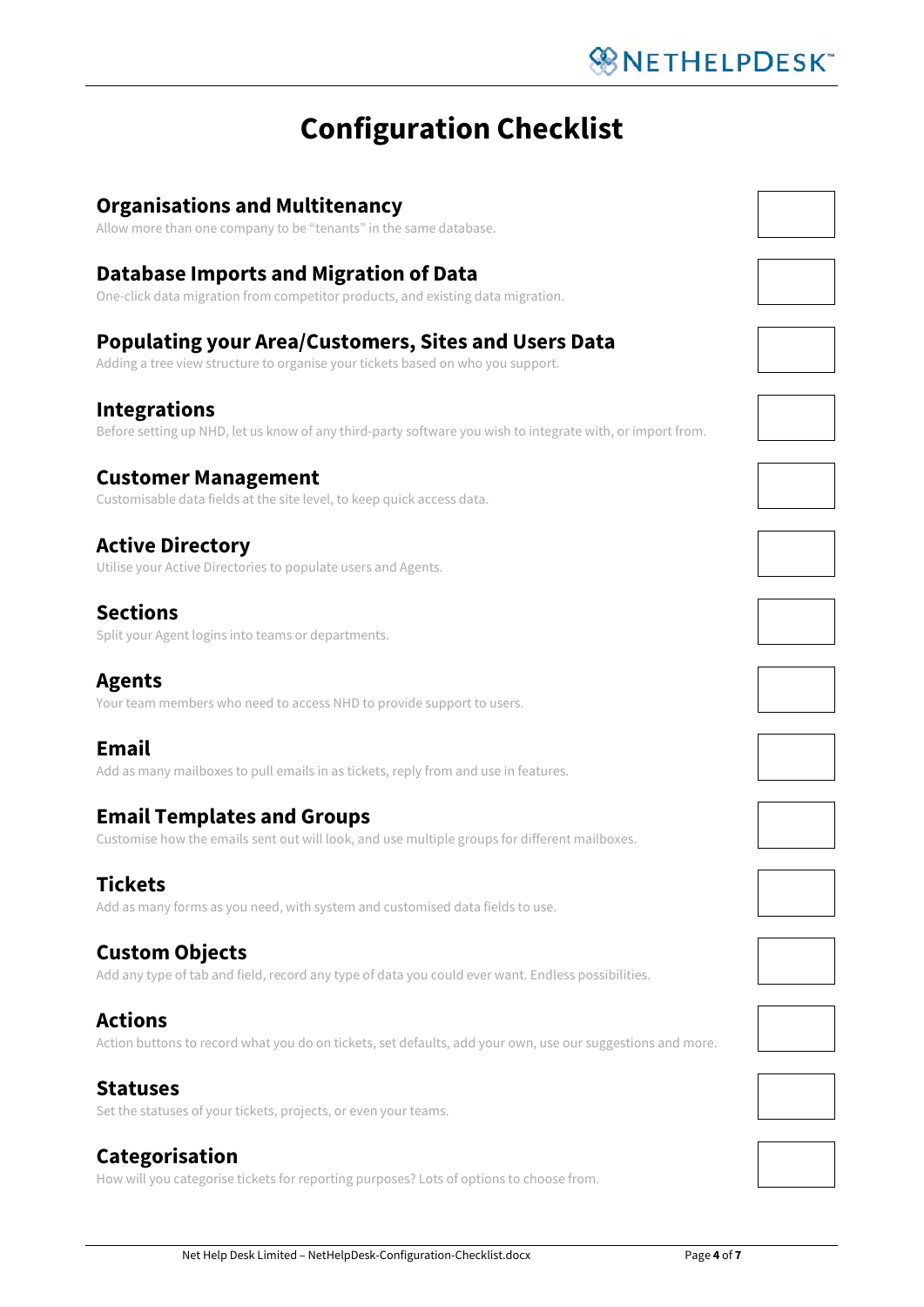# Configuration Checklist

## Organisations and Multitenancy

Allow more than one company to be "tenants" in the same database.

## Database Imports and Migration of Data

One-click data migration from competitor products, and existing data migration.

## Populating your Area/Customers, Sites and Users Data

Adding a tree view structure to organise your tickets based on who you support.

## Integrations

Before setting up NHD, let us know of any third-party software you wish to integrate with, or import from.

## Customer Management

Customisable data fields at the site level, to keep quick access data.

## Active Directory

Utilise your Active Directories to populate users and Agents.

## Sections

Split your Agent logins into teams or departments.

## Agents

Your team members who need to access NHD to provide support to users.

## Email

Add as many mailboxes to pull emails in as tickets, reply from and use in features.

## Email Templates and Groups

Customise how the emails sent out will look, and use multiple groups for different mailboxes.

## Tickets

Add as many forms as you need, with system and customised data fields to use.

## Custom Objects

Add any type of tab and field, record any type of data you could ever want. Endless possibilities.

## Actions

Action buttons to record what you do on tickets, set defaults, add your own, use our suggestions and more.

## Statuses

Set the statuses of your tickets, projects, or even your teams.

## Categorisation

How will you categorise tickets for reporting purposes? Lots of options to choose from.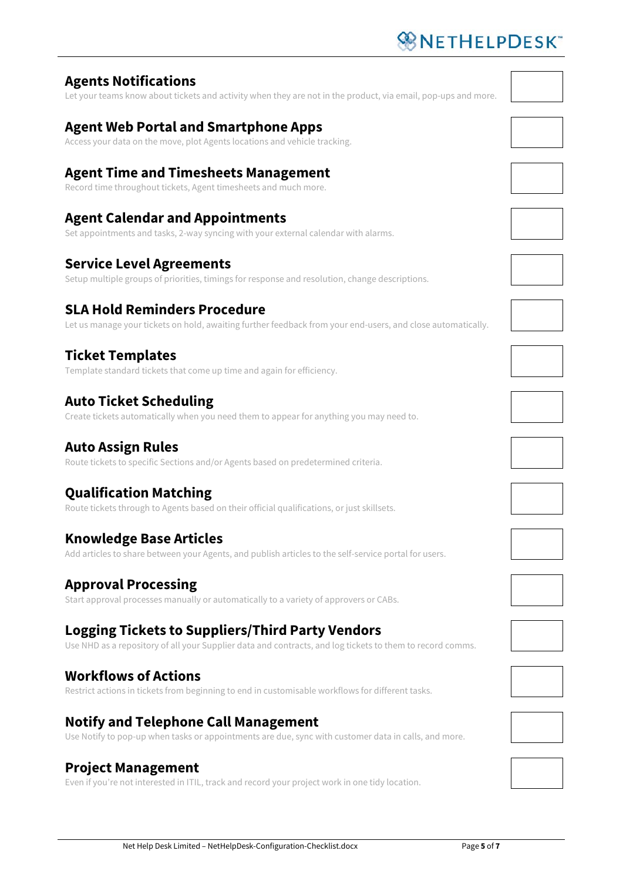## Agents Notifications

Let your teams know about tickets and activity when they are not in the product, via email, pop-ups and more.

## Agent Web Portal and Smartphone Apps

Access your data on the move, plot Agents locations and vehicle tracking.

## Agent Time and Timesheets Management

Record time throughout tickets, Agent timesheets and much more.

## Agent Calendar and Appointments

Set appointments and tasks, 2-way syncing with your external calendar with alarms.

## Service Level Agreements

Setup multiple groups of priorities, timings for response and resolution, change descriptions.

## SLA Hold Reminders Procedure

Let us manage your tickets on hold, awaiting further feedback from your end-users, and close automatically.

## Ticket Templates

Template standard tickets that come up time and again for efficiency.

## Auto Ticket Scheduling

Create tickets automatically when you need them to appear for anything you may need to.

## Auto Assign Rules

Route tickets to specific Sections and/or Agents based on predetermined criteria.

## Qualification Matching

Route tickets through to Agents based on their official qualifications, or just skillsets.

## Knowledge Base Articles

Add articles to share between your Agents, and publish articles to the self-service portal for users.

## Approval Processing

Start approval processes manually or automatically to a variety of approvers or CABs.

## Logging Tickets to Suppliers/Third Party Vendors

Use NHD as a repository of all your Supplier data and contracts, and log tickets to them to record comms.

## Workflows of Actions

Restrict actions in tickets from beginning to end in customisable workflows for different tasks.

## Notify and Telephone Call Management

Use Notify to pop-up when tasks or appointments are due, sync with customer data in calls, and more.

## Project Management

Even if you're not interested in ITIL, track and record your project work in one tidy location.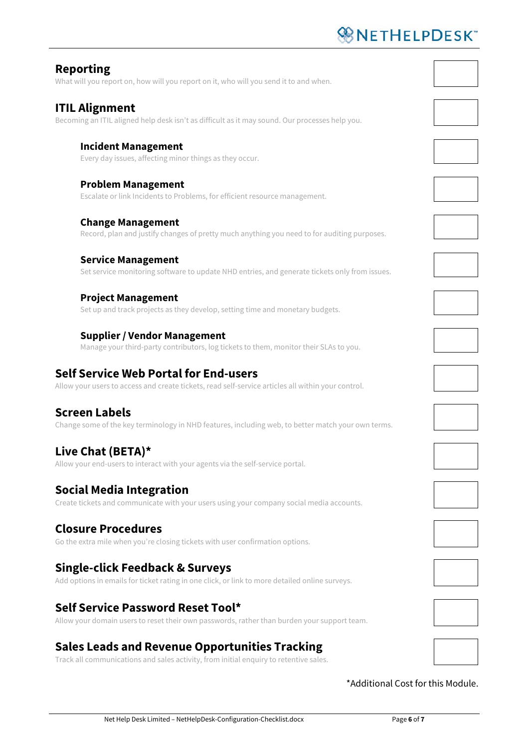## Reporting

What will you report on, how will you report on it, who will you send it to and when.

## ITIL Alignment

Becoming an ITIL aligned help desk isn't as difficult as it may sound. Our processes help you.

### Incident Management

Every day issues, affecting minor things as they occur.

### Problem Management

Escalate or link Incidents to Problems, for efficient resource management.

### Change Management

Record, plan and justify changes of pretty much anything you need to for auditing purposes.

### Service Management

Set service monitoring software to update NHD entries, and generate tickets only from issues.

### Project Management

Set up and track projects as they develop, setting time and monetary budgets.

### Supplier / Vendor Management

Manage your third-party contributors, log tickets to them, monitor their SLAs to you.

## Self Service Web Portal for End-users

Allow your users to access and create tickets, read self-service articles all within your control.

## Screen Labels

Change some of the key terminology in NHD features, including web, to better match your own terms.

## Live Chat (BETA)*

Allow your end-users to interact with your agents via the self-service portal.

## Social Media Integration

Create tickets and communicate with your users using your company social media accounts.

## Closure Procedures

Go the extra mile when you're closing tickets with user confirmation options.

## Single-click Feedback & Surveys

Add options in emails for ticket rating in one click, or link to more detailed online surveys.

## Self Service Password Reset Tool*

Allow your domain users to reset their own passwords, rather than burden your support team.

## Sales Leads and Revenue Opportunities Tracking

Track all communications and sales activity, from initial enquiry to retentive sales.

*Additional Cost for this Module.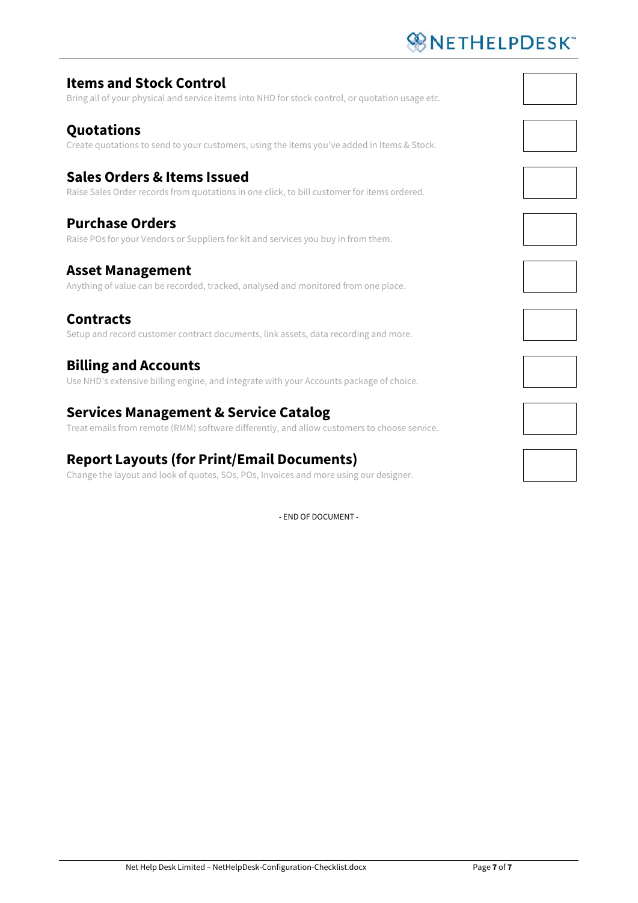## Items and Stock Control

Bring all of your physical and service items into NHD for stock control, or quotation usage etc.

## Quotations

Create quotations to send to your customers, using the items you've added in Items & Stock.

## Sales Orders & Items Issued

Raise Sales Order records from quotations in one click, to bill customer for items ordered.

## Purchase Orders

Raise POs for your Vendors or Suppliers for kit and services you buy in from them.

## Asset Management

Anything of value can be recorded, tracked, analysed and monitored from one place.

## Contracts

Setup and record customer contract documents, link assets, data recording and more.

## Billing and Accounts

Use NHD's extensive billing engine, and integrate with your Accounts package of choice.

## Services Management & Service Catalog

Treat emails from remote (RMM) software differently, and allow customers to choose service.

## Report Layouts (for Print/Email Documents)

Change the layout and look of quotes, SOs, POs, Invoices and more using our designer.

- END OF DOCUMENT -